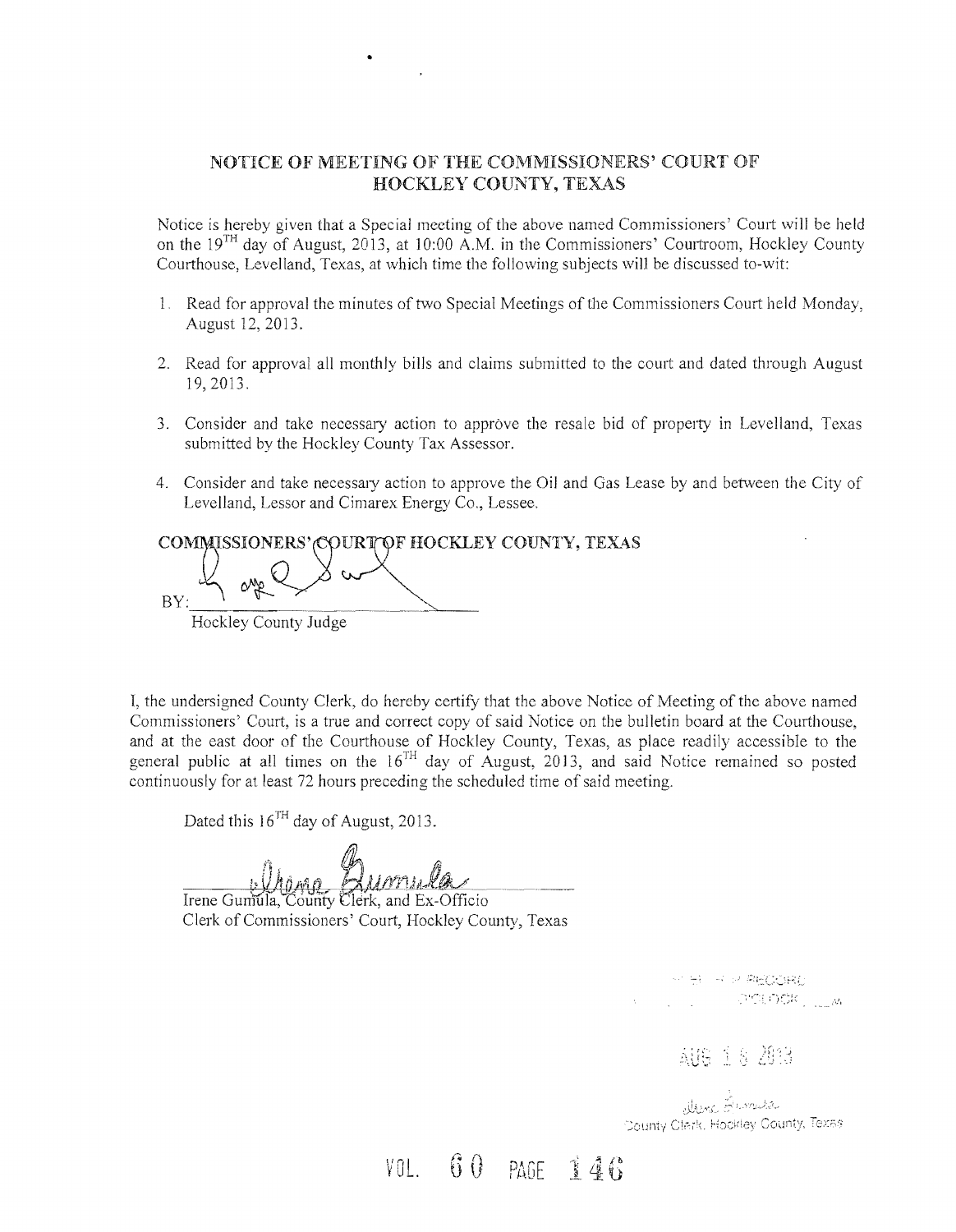## NOTICE OF MEETING OF THE COMMISSIONERS' COURT OF HOCKLEY COUNTY, TEXAS

Notice is hereby given that a Special meeting of the above named Commissioners' Court will be held on the 19TH day of August, 2013, at 10:00 A.M. in the Commissioners' Courtroom, Hockley County Courthouse, Levelland, Texas, at which time the following subjects will be discussed to-wit:

1. Read for approval the minutes of two Special Meetings of the Commissioners Court held Monday, August 12, 2013.

2. Read for approval all monthly bills and claims submitted to the court and dated through August 19, 2013.

3. Consider and take necessary action to approve the resale bid of property in Levelland, Texas submitted by the Hockley County Tax Assessor.

4. Consider and take necessary action to approve the Oil and Gas Lease by and between the City of Levelland, Lessor and Cimarex Energy Co., Lessee.

**COMMISSIONERS' COURT OF HOCKLEY COUNTY, TEXAS**

BY: ______________________
Hockley County Judge

I, the undersigned County Clerk, do hereby certify that the above Notice of Meeting of the above named Commissioners' Court, is a true and correct copy of said Notice on the bulletin board at the Courthouse, and at the east door of the Courthouse of Hockley County, Texas, as place readily accessible to the general public at all times on the 16TH day of August, 2013, and said Notice remained so posted continuously for at least 72 hours preceding the scheduled time of said meeting.

Dated this 16TH day of August, 2013.

______________________
Irene Gumula, County Clerk, and Ex-Officio
Clerk of Commissioners' Court, Hockley County, Texas

FILED FOR RECORD
O'CLOCK ___M

AUG 1 6 2013

County Clerk, Hockley County, Texas

VOL. 60 PAGE 146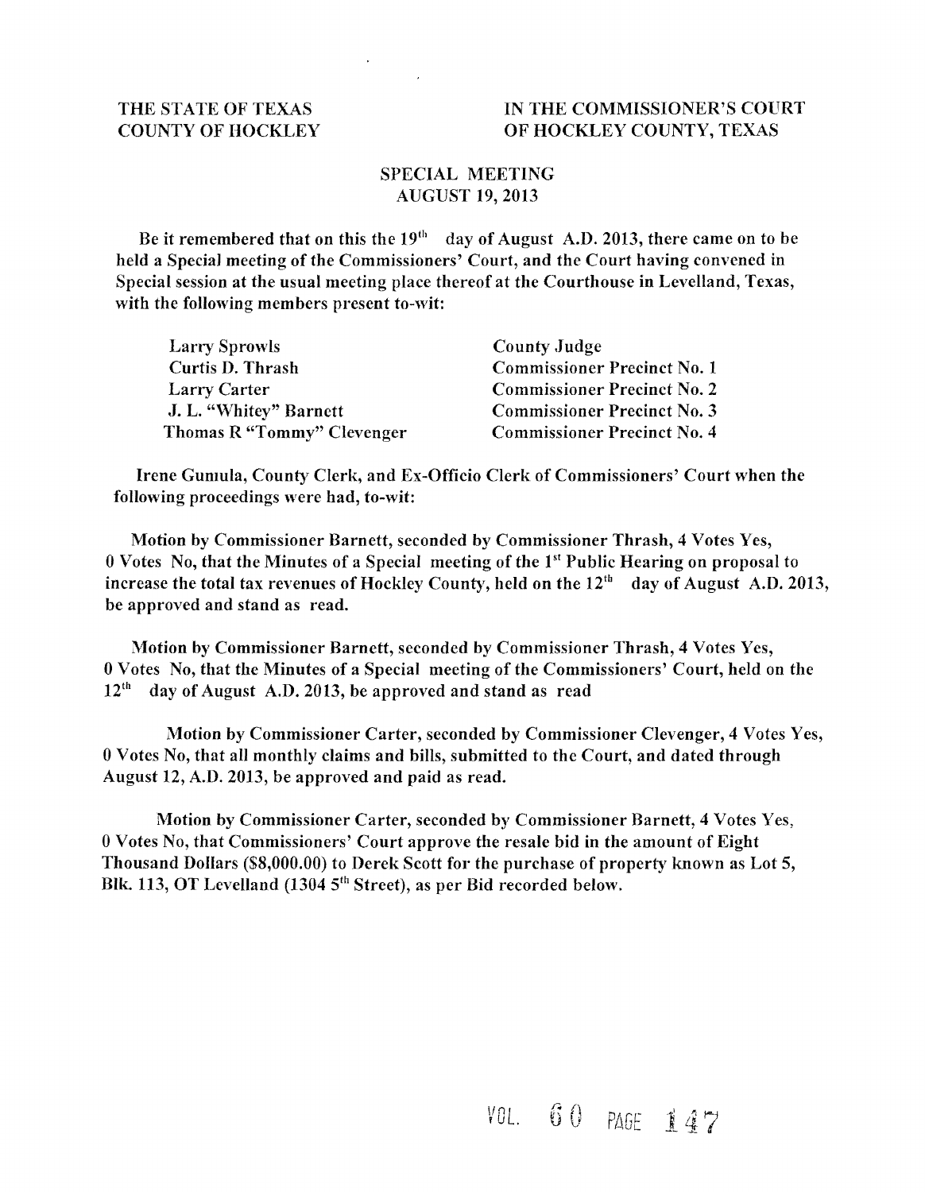THE STATE OF TEXAS
COUNTY OF HOCKLEY

IN THE COMMISSIONER'S COURT
OF HOCKLEY COUNTY, TEXAS

## SPECIAL MEETING
## AUGUST 19, 2013

Be it remembered that on this the 19th day of August A.D. 2013, there came on to be held a Special meeting of the Commissioners' Court, and the Court having convened in Special session at the usual meeting place thereof at the Courthouse in Levelland, Texas, with the following members present to-wit:

| | |
|---|---|
| Larry Sprowls | County Judge |
| Curtis D. Thrash | Commissioner Precinct No. 1 |
| Larry Carter | Commissioner Precinct No. 2 |
| J. L. "Whitey" Barnett | Commissioner Precinct No. 3 |
| Thomas R "Tommy" Clevenger | Commissioner Precinct No. 4 |

Irene Gumula, County Clerk, and Ex-Officio Clerk of Commissioners' Court when the following proceedings were had, to-wit:

Motion by Commissioner Barnett, seconded by Commissioner Thrash, 4 Votes Yes, 0 Votes No, that the Minutes of a Special meeting of the 1st Public Hearing on proposal to increase the total tax revenues of Hockley County, held on the 12th day of August A.D. 2013, be approved and stand as read.

Motion by Commissioner Barnett, seconded by Commissioner Thrash, 4 Votes Yes, 0 Votes No, that the Minutes of a Special meeting of the Commissioners' Court, held on the 12th day of August A.D. 2013, be approved and stand as read

Motion by Commissioner Carter, seconded by Commissioner Clevenger, 4 Votes Yes, 0 Votes No, that all monthly claims and bills, submitted to the Court, and dated through August 12, A.D. 2013, be approved and paid as read.

Motion by Commissioner Carter, seconded by Commissioner Barnett, 4 Votes Yes, 0 Votes No, that Commissioners' Court approve the resale bid in the amount of Eight Thousand Dollars ($8,000.00) to Derek Scott for the purchase of property known as Lot 5, Blk. 113, OT Levelland (1304 5th Street), as per Bid recorded below.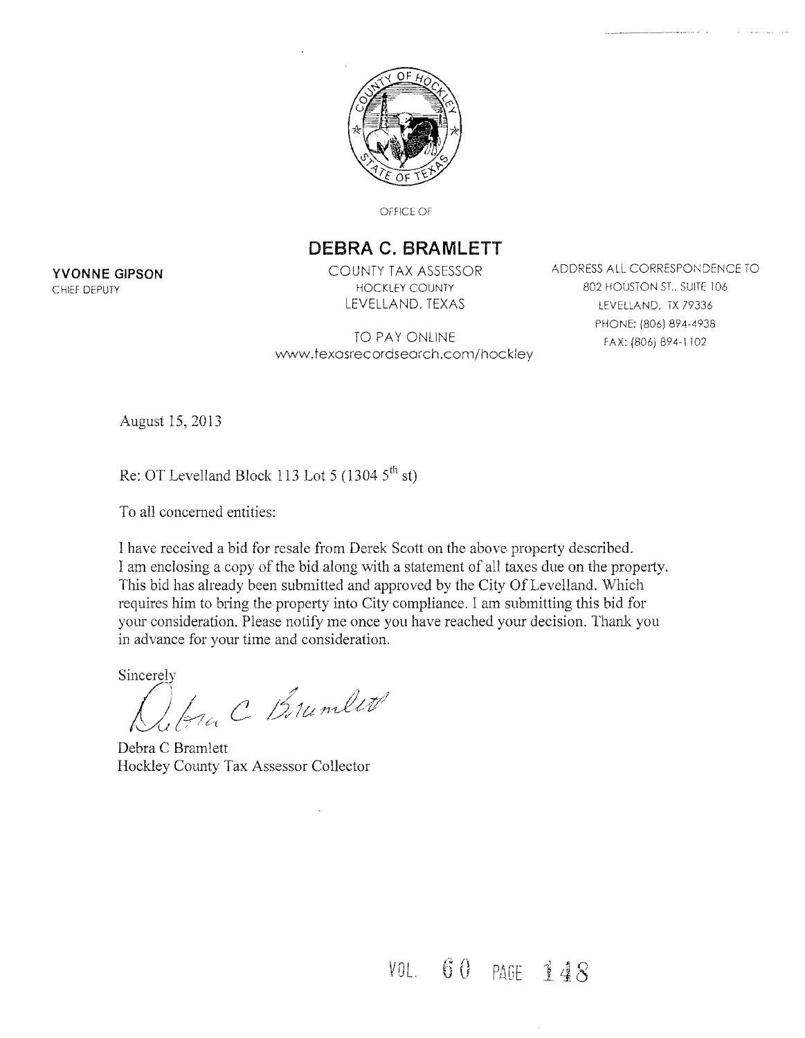OFFICE OF

**DEBRA C. BRAMLETT**

COUNTY TAX ASSESSOR
HOCKLEY COUNTY
LEVELLAND, TEXAS

TO PAY ONLINE
www.texasrecordsearch.com/hockley

**YVONNE GIPSON**
CHIEF DEPUTY

ADDRESS ALL CORRESPONDENCE TO
802 HOUSTON ST., SUITE 106
LEVELLAND, TX 79336
PHONE: (806) 894-4938
FAX: (806) 894-1102

August 15, 2013

Re: OT Levelland Block 113 Lot 5 (1304 5th st)

To all concerned entities:

I have received a bid for resale from Derek Scott on the above property described. I am enclosing a copy of the bid along with a statement of all taxes due on the property. This bid has already been submitted and approved by the City Of Levelland. Which requires him to bring the property into City compliance. I am submitting this bid for your consideration. Please notify me once you have reached your decision. Thank you in advance for your time and consideration.

Sincerely

*Debra C Bramlett*

Debra C Bramlett
Hockley County Tax Assessor Collector

VOL. 60 PAGE 148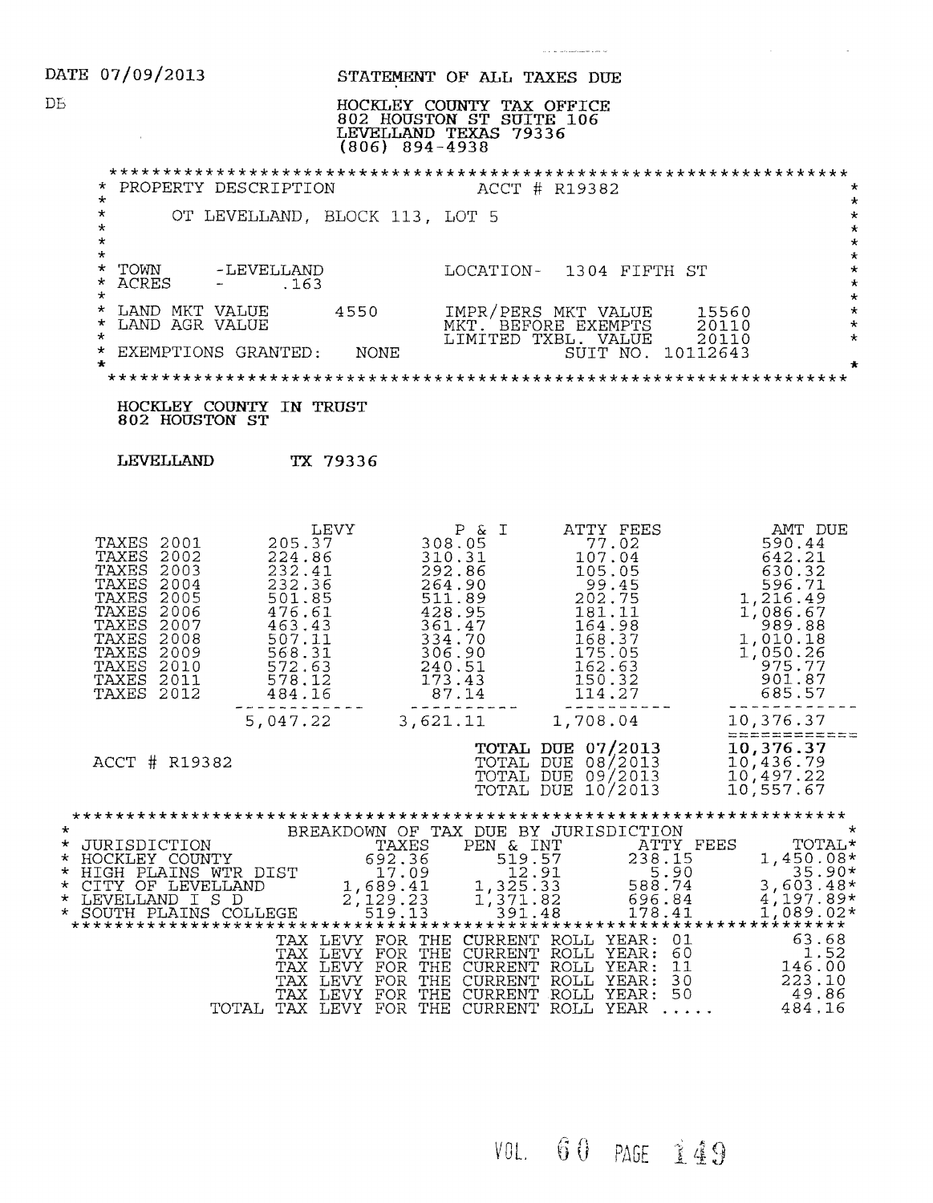DATE 07/09/2013

DB

# STATEMENT OF ALL TAXES DUE

HOCKLEY COUNTY TAX OFFICE
802 HOUSTON ST SUITE 106
LEVELLAND TEXAS 79336
(806) 894-4938

PROPERTY DESCRIPTION — ACCT # R19382

OT LEVELLAND, BLOCK 113, LOT 5

TOWN -LEVELLAND — LOCATION- 1304 FIFTH ST
ACRES - .163

LAND MKT VALUE 4550 — IMPR/PERS MKT VALUE 15560
LAND AGR VALUE — MKT. BEFORE EXEMPTS 20110
LIMITED TXBL. VALUE 20110
EXEMPTIONS GRANTED: NONE — SUIT NO. 10112643

**HOCKLEY COUNTY IN TRUST**
**802 HOUSTON ST**

**LEVELLAND TX 79336**

| | LEVY | P & I | ATTY FEES | AMT DUE |
|---|---|---|---|---|
| TAXES 2001 | 205.37 | 308.05 | 77.02 | 590.44 |
| TAXES 2002 | 224.86 | 310.31 | 107.04 | 642.21 |
| TAXES 2003 | 232.41 | 292.86 | 105.05 | 630.32 |
| TAXES 2004 | 232.36 | 264.90 | 99.45 | 596.71 |
| TAXES 2005 | 501.85 | 511.89 | 202.75 | 1,216.49 |
| TAXES 2006 | 476.61 | 428.95 | 181.11 | 1,086.67 |
| TAXES 2007 | 463.43 | 361.47 | 164.98 | 989.88 |
| TAXES 2008 | 507.11 | 334.70 | 168.37 | 1,010.18 |
| TAXES 2009 | 568.31 | 306.90 | 175.05 | 1,050.26 |
| TAXES 2010 | 572.63 | 240.51 | 162.63 | 975.77 |
| TAXES 2011 | 578.12 | 173.43 | 150.32 | 901.87 |
| TAXES 2012 | 484.16 | 87.14 | 114.27 | 685.57 |
| | 5,047.22 | 3,621.11 | 1,708.04 | 10,376.37 |

ACCT # R19382

| | |
|---|---|
| **TOTAL DUE 07/2013** | **10,376.37** |
| TOTAL DUE 08/2013 | 10,436.79 |
| TOTAL DUE 09/2013 | 10,497.22 |
| TOTAL DUE 10/2013 | 10,557.67 |

BREAKDOWN OF TAX DUE BY JURISDICTION

| JURISDICTION | TAXES | PEN & INT | ATTY FEES | TOTAL* |
|---|---|---|---|---|
| HOCKLEY COUNTY | 692.36 | 519.57 | 238.15 | 1,450.08* |
| HIGH PLAINS WTR DIST | 17.09 | 12.91 | 5.90 | 35.90* |
| CITY OF LEVELLAND | 1,689.41 | 1,325.33 | 588.74 | 3,603.48* |
| LEVELLAND I S D | 2,129.23 | 1,371.82 | 696.84 | 4,197.89* |
| SOUTH PLAINS COLLEGE | 519.13 | 391.48 | 178.41 | 1,089.02* |

| | |
|---|---|
| TAX LEVY FOR THE CURRENT ROLL YEAR: 01 | 63.68 |
| TAX LEVY FOR THE CURRENT ROLL YEAR: 60 | 1.52 |
| TAX LEVY FOR THE CURRENT ROLL YEAR: 11 | 146.00 |
| TAX LEVY FOR THE CURRENT ROLL YEAR: 30 | 223.10 |
| TAX LEVY FOR THE CURRENT ROLL YEAR: 50 | 49.86 |
| TOTAL TAX LEVY FOR THE CURRENT ROLL YEAR ..... | 484.16 |

VOL. 60 PAGE 149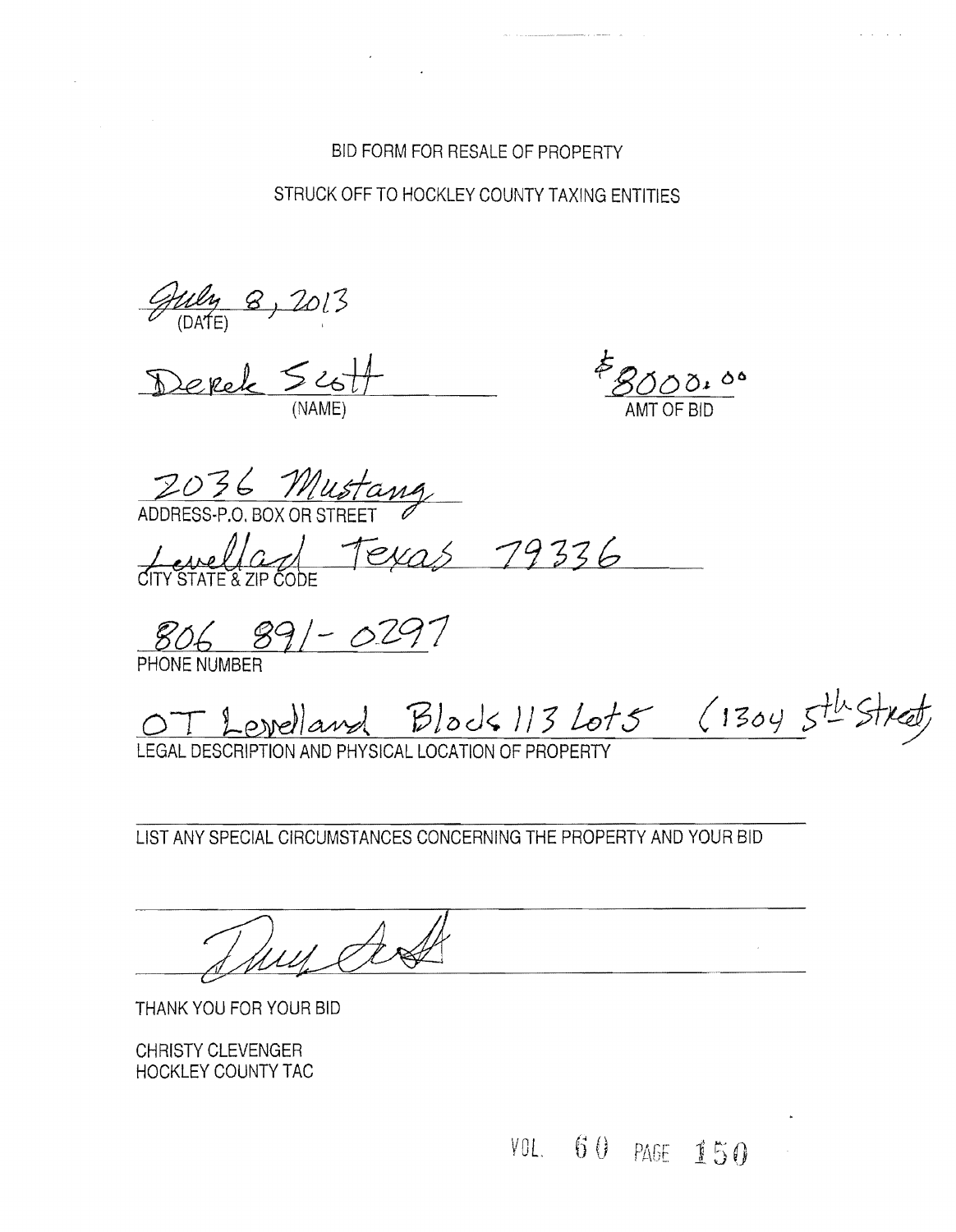BID FORM FOR RESALE OF PROPERTY

STRUCK OFF TO HOCKLEY COUNTY TAXING ENTITIES

July 8, 2013
(DATE)

Derek Scott
(NAME)

$8000.00
AMT OF BID

2036 Mustang
ADDRESS-P.O. BOX OR STREET

Levelland Texas 79336
CITY STATE & ZIP CODE

806 891-0297
PHONE NUMBER

OT Levelland Block 113 Lot 5 (1304 5th Street)
LEGAL DESCRIPTION AND PHYSICAL LOCATION OF PROPERTY

LIST ANY SPECIAL CIRCUMSTANCES CONCERNING THE PROPERTY AND YOUR BID

[Signature]

THANK YOU FOR YOUR BID

CHRISTY CLEVENGER
HOCKLEY COUNTY TAC

VOL. 60 PAGE 150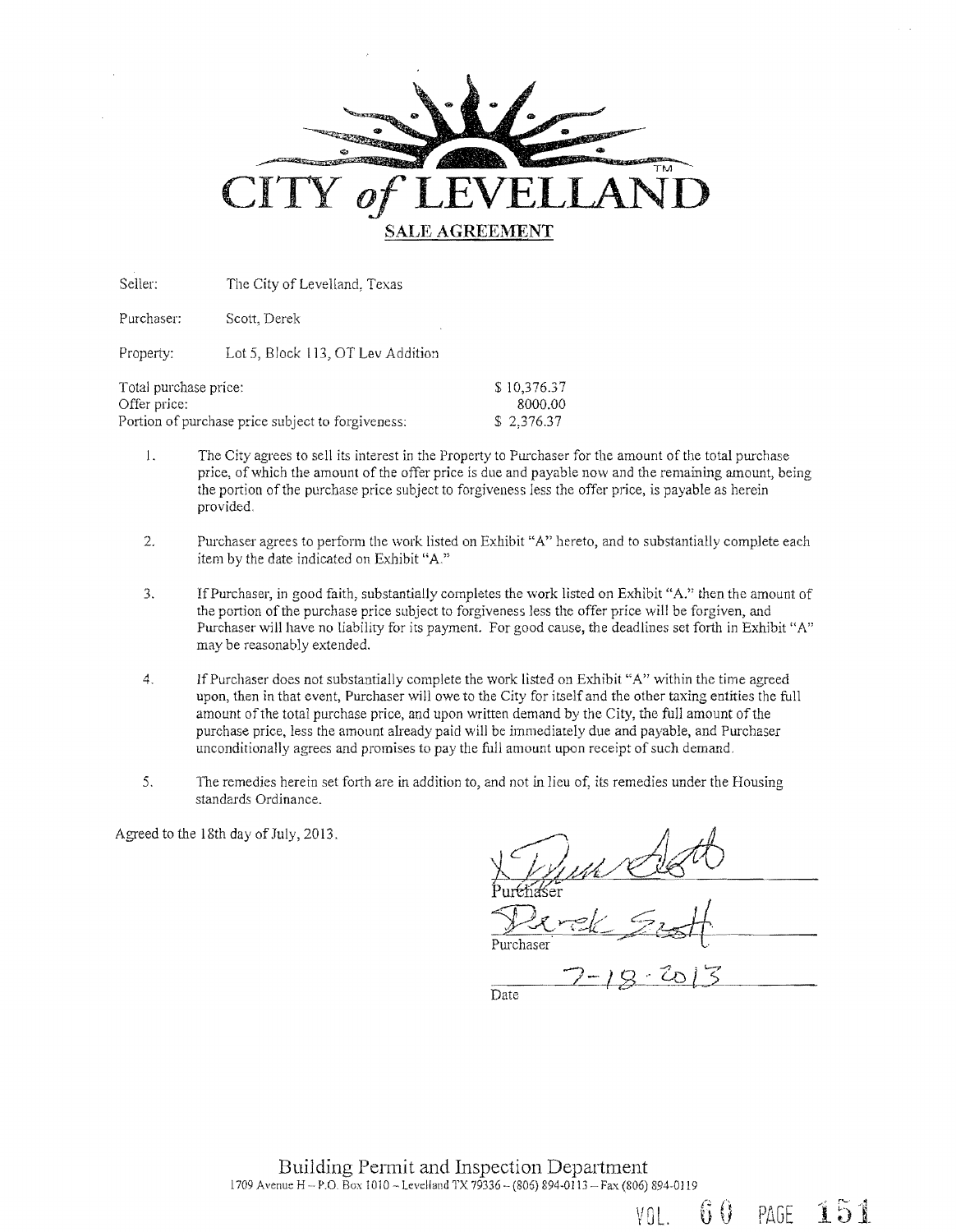# CITY *of* LEVELLAND

## SALE AGREEMENT

Seller: The City of Levelland, Texas

Purchaser: Scott, Derek

Property: Lot 5, Block 113, OT Lev Addition

| | |
|---|---|
| Total purchase price: | $ 10,376.37 |
| Offer price: | 8000.00 |
| Portion of purchase price subject to forgiveness: | $ 2,376.37 |

1. The City agrees to sell its interest in the Property to Purchaser for the amount of the total purchase price, of which the amount of the offer price is due and payable now and the remaining amount, being the portion of the purchase price subject to forgiveness less the offer price, is payable as herein provided.

2. Purchaser agrees to perform the work listed on Exhibit "A" hereto, and to substantially complete each item by the date indicated on Exhibit "A."

3. If Purchaser, in good faith, substantially completes the work listed on Exhibit "A." then the amount of the portion of the purchase price subject to forgiveness less the offer price will be forgiven, and Purchaser will have no liability for its payment. For good cause, the deadlines set forth in Exhibit "A" may be reasonably extended.

4. If Purchaser does not substantially complete the work listed on Exhibit "A" within the time agreed upon, then in that event, Purchaser will owe to the City for itself and the other taxing entities the full amount of the total purchase price, and upon written demand by the City, the full amount of the purchase price, less the amount already paid will be immediately due and payable, and Purchaser unconditionally agrees and promises to pay the full amount upon receipt of such demand.

5. The remedies herein set forth are in addition to, and not in lieu of, its remedies under the Housing standards Ordinance.

Agreed to the 18th day of July, 2013.

[Signature]
Purchaser

Derek Scott
Purchaser

7-18-2013
Date

Building Permit and Inspection Department
1709 Avenue H – P.O. Box 1010 – Levelland TX 79336 – (806) 894-0113 – Fax (806) 894-0119

VOL. 60 PAGE 151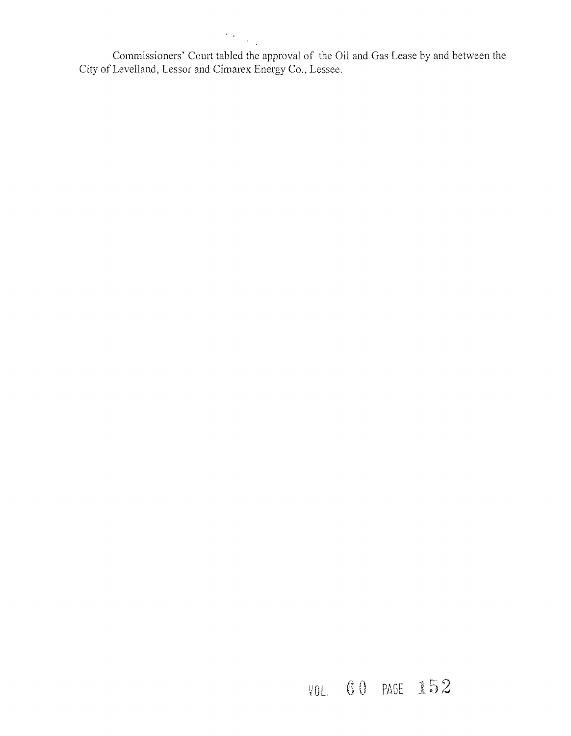Commissioners' Court tabled the approval of the Oil and Gas Lease by and between the City of Levelland, Lessor and Cimarex Energy Co., Lessee.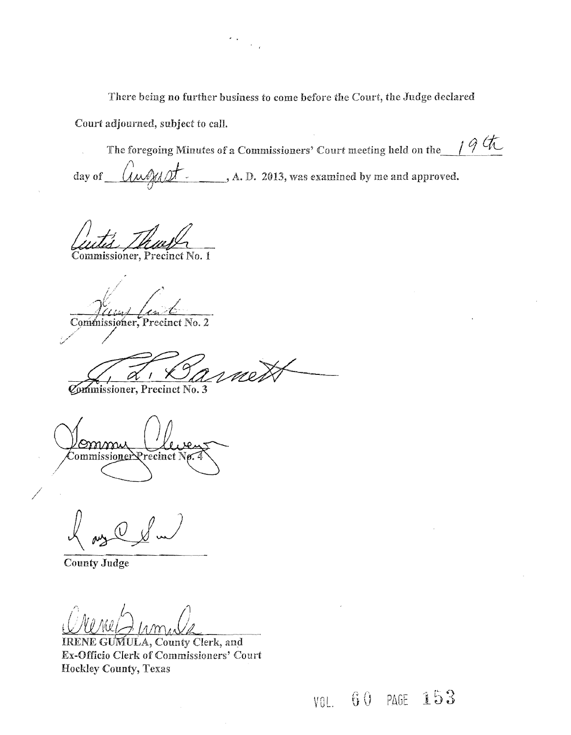There being no further business to come before the Court, the Judge declared Court adjourned, subject to call.

The foregoing Minutes of a Commissioners' Court meeting held on the 19th day of August, A. D. 2013, was examined by me and approved.

Commissioner, Precinct No. 1

Commissioner, Precinct No. 2

Commissioner, Precinct No. 3

Commissioner, Precinct No. 4

County Judge

IRENE GUMULA, County Clerk, and
Ex-Officio Clerk of Commissioners' Court
Hockley County, Texas

VOL. 60 PAGE 153